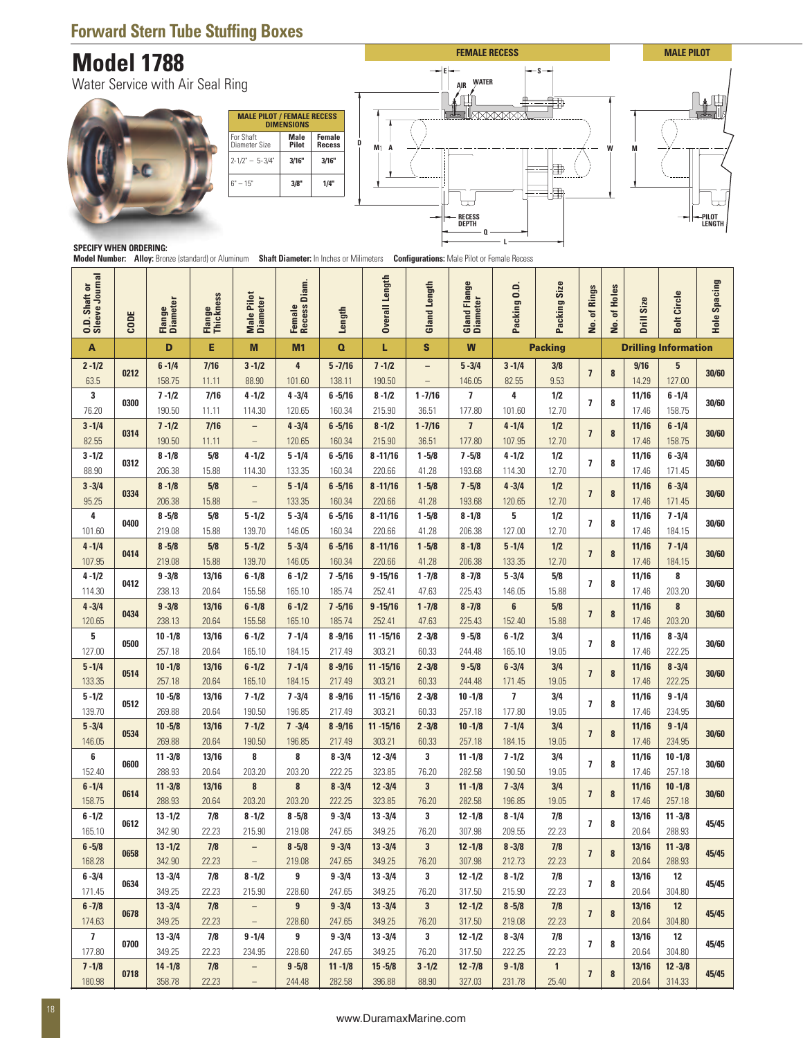## Forward Stern Tube Stuffing Boxes

# Model 1788

Water Service with Air Seal Ring

| MALE PILOT / FEMALE RECESS DIMENSIONS | | |
|---|---|---|
| For Shaft Diameter Size | Male Pilot | Female Recess |
| 2-1/2" – 5-3/4" | 3/16" | 3/16" |
| 6" – 15" | 3/8" | 1/4" |

FEMALE RECESS — MALE PILOT

**SPECIFY WHEN ORDERING:**
**Model Number:** **Alloy:** Bronze (standard) or Aluminum **Shaft Diameter:** In Inches or Milimeters **Configurations:** Male Pilot or Female Recess

| O.D. Shaft or Sleeve Journal | CODE | Flange Diameter | Flange Thickness | Male Pilot Diameter | Female Recess Diam. | Length | Overall Length | Gland Length | Gland Flange Diameter | Packing O.D. | Packing Size | No. of Rings | No. of Holes | Drill Size | Bolt Circle | Hole Spacing |
|---|---|---|---|---|---|---|---|---|---|---|---|---|---|---|---|---|
| A | | D | E | M | M1 | Q | L | S | W | Packing | | Drilling Information | | | | |
| 2-1/2 / 63.5 | 0212 | 6-1/4 / 158.75 | 7/16 / 11.11 | 3-1/2 / 88.90 | 4 / 101.60 | 5-7/16 / 138.11 | 7-1/2 / 190.50 | – / – | 5-3/4 / 146.05 | 3-1/4 / 82.55 | 3/8 / 9.53 | 7 | 8 | 9/16 / 14.29 | 5 / 127.00 | 30/60 |
| 3 / 76.20 | 0300 | 7-1/2 / 190.50 | 7/16 / 11.11 | 4-1/2 / 114.30 | 4-3/4 / 120.65 | 6-5/16 / 160.34 | 8-1/2 / 215.90 | 1-7/16 / 36.51 | 7 / 177.80 | 4 / 101.60 | 1/2 / 12.70 | 7 | 8 | 11/16 / 17.46 | 6-1/4 / 158.75 | 30/60 |
| 3-1/4 / 82.55 | 0314 | 7-1/2 / 190.50 | 7/16 / 11.11 | – / – | 4-3/4 / 120.65 | 6-5/16 / 160.34 | 8-1/2 / 215.90 | 1-7/16 / 36.51 | 7 / 177.80 | 4-1/4 / 107.95 | 1/2 / 12.70 | 7 | 8 | 11/16 / 17.46 | 6-1/4 / 158.75 | 30/60 |
| 3-1/2 / 88.90 | 0312 | 8-1/8 / 206.38 | 5/8 / 15.88 | 4-1/2 / 114.30 | 5-1/4 / 133.35 | 6-5/16 / 160.34 | 8-11/16 / 220.66 | 1-5/8 / 41.28 | 7-5/8 / 193.68 | 4-1/2 / 114.30 | 1/2 / 12.70 | 7 | 8 | 11/16 / 17.46 | 6-3/4 / 171.45 | 30/60 |
| 3-3/4 / 95.25 | 0334 | 8-1/8 / 206.38 | 5/8 / 15.88 | – / – | 5-1/4 / 133.35 | 6-5/16 / 160.34 | 8-11/16 / 220.66 | 1-5/8 / 41.28 | 7-5/8 / 193.68 | 4-3/4 / 120.65 | 1/2 / 12.70 | 7 | 8 | 11/16 / 17.46 | 6-3/4 / 171.45 | 30/60 |
| 4 / 101.60 | 0400 | 8-5/8 / 219.08 | 5/8 / 15.88 | 5-1/2 / 139.70 | 5-3/4 / 146.05 | 6-5/16 / 160.34 | 8-11/16 / 220.66 | 1-5/8 / 41.28 | 8-1/8 / 206.38 | 5 / 127.00 | 1/2 / 12.70 | 7 | 8 | 11/16 / 17.46 | 7-1/4 / 184.15 | 30/60 |
| 4-1/4 / 107.95 | 0414 | 8-5/8 / 219.08 | 5/8 / 15.88 | 5-1/2 / 139.70 | 5-3/4 / 146.05 | 6-5/16 / 160.34 | 8-11/16 / 220.66 | 1-5/8 / 41.28 | 8-1/8 / 206.38 | 5-1/4 / 133.35 | 1/2 / 12.70 | 7 | 8 | 11/16 / 17.46 | 7-1/4 / 184.15 | 30/60 |
| 4-1/2 / 114.30 | 0412 | 9-3/8 / 238.13 | 13/16 / 20.64 | 6-1/8 / 155.58 | 6-1/2 / 165.10 | 7-5/16 / 185.74 | 9-15/16 / 252.41 | 1-7/8 / 47.63 | 8-7/8 / 225.43 | 5-3/4 / 146.05 | 5/8 / 15.88 | 7 | 8 | 11/16 / 17.46 | 8 / 203.20 | 30/60 |
| 4-3/4 / 120.65 | 0434 | 9-3/8 / 238.13 | 13/16 / 20.64 | 6-1/8 / 155.58 | 6-1/2 / 165.10 | 7-5/16 / 185.74 | 9-15/16 / 252.41 | 1-7/8 / 47.63 | 8-7/8 / 225.43 | 6 / 152.40 | 5/8 / 15.88 | 7 | 8 | 11/16 / 17.46 | 8 / 203.20 | 30/60 |
| 5 / 127.00 | 0500 | 10-1/8 / 257.18 | 13/16 / 20.64 | 6-1/2 / 165.10 | 7-1/4 / 184.15 | 8-9/16 / 217.49 | 11-15/16 / 303.21 | 2-3/8 / 60.33 | 9-5/8 / 244.48 | 6-1/2 / 165.10 | 3/4 / 19.05 | 7 | 8 | 11/16 / 17.46 | 8-3/4 / 222.25 | 30/60 |
| 5-1/4 / 133.35 | 0514 | 10-1/8 / 257.18 | 13/16 / 20.64 | 6-1/2 / 165.10 | 7-1/4 / 184.15 | 8-9/16 / 217.49 | 11-15/16 / 303.21 | 2-3/8 / 60.33 | 9-5/8 / 244.48 | 6-3/4 / 171.45 | 3/4 / 19.05 | 7 | 8 | 11/16 / 17.46 | 8-3/4 / 222.25 | 30/60 |
| 5-1/2 / 139.70 | 0512 | 10-5/8 / 269.88 | 13/16 / 20.64 | 7-1/2 / 190.50 | 7-3/4 / 196.85 | 8-9/16 / 217.49 | 11-15/16 / 303.21 | 2-3/8 / 60.33 | 10-1/8 / 257.18 | 7 / 177.80 | 3/4 / 19.05 | 7 | 8 | 11/16 / 17.46 | 9-1/4 / 234.95 | 30/60 |
| 5-3/4 / 146.05 | 0534 | 10-5/8 / 269.88 | 13/16 / 20.64 | 7-1/2 / 190.50 | 7-3/4 / 196.85 | 8-9/16 / 217.49 | 11-15/16 / 303.21 | 2-3/8 / 60.33 | 10-1/8 / 257.18 | 7-1/4 / 184.15 | 3/4 / 19.05 | 7 | 8 | 11/16 / 17.46 | 9-1/4 / 234.95 | 30/60 |
| 6 / 152.40 | 0600 | 11-3/8 / 288.93 | 13/16 / 20.64 | 8 / 203.20 | 8 / 203.20 | 8-3/4 / 222.25 | 12-3/4 / 323.85 | 3 / 76.20 | 11-1/8 / 282.58 | 7-1/2 / 190.50 | 3/4 / 19.05 | 7 | 8 | 11/16 / 17.46 | 10-1/8 / 257.18 | 30/60 |
| 6-1/4 / 158.75 | 0614 | 11-3/8 / 288.93 | 13/16 / 20.64 | 8 / 203.20 | 8 / 203.20 | 8-3/4 / 222.25 | 12-3/4 / 323.85 | 3 / 76.20 | 11-1/8 / 282.58 | 7-3/4 / 196.85 | 3/4 / 19.05 | 7 | 8 | 11/16 / 17.46 | 10-1/8 / 257.18 | 30/60 |
| 6-1/2 / 165.10 | 0612 | 13-1/2 / 342.90 | 7/8 / 22.23 | 8-1/2 / 215.90 | 8-5/8 / 219.08 | 9-3/4 / 247.65 | 13-3/4 / 349.25 | 3 / 76.20 | 12-1/8 / 307.98 | 8-1/4 / 209.55 | 7/8 / 22.23 | 7 | 8 | 13/16 / 20.64 | 11-3/8 / 288.93 | 45/45 |
| 6-5/8 / 168.28 | 0658 | 13-1/2 / 342.90 | 7/8 / 22.23 | – / – | 8-5/8 / 219.08 | 9-3/4 / 247.65 | 13-3/4 / 349.25 | 3 / 76.20 | 12-1/8 / 307.98 | 8-3/8 / 212.73 | 7/8 / 22.23 | 7 | 8 | 13/16 / 20.64 | 11-3/8 / 288.93 | 45/45 |
| 6-3/4 / 171.45 | 0634 | 13-3/4 / 349.25 | 7/8 / 22.23 | 8-1/2 / 215.90 | 9 / 228.60 | 9-3/4 / 247.65 | 13-3/4 / 349.25 | 3 / 76.20 | 12-1/2 / 317.50 | 8-1/2 / 215.90 | 7/8 / 22.23 | 7 | 8 | 13/16 / 20.64 | 12 / 304.80 | 45/45 |
| 6-7/8 / 174.63 | 0678 | 13-3/4 / 349.25 | 7/8 / 22.23 | – / – | 9 / 228.60 | 9-3/4 / 247.65 | 13-3/4 / 349.25 | 3 / 76.20 | 12-1/2 / 317.50 | 8-5/8 / 219.08 | 7/8 / 22.23 | 7 | 8 | 13/16 / 20.64 | 12 / 304.80 | 45/45 |
| 7 / 177.80 | 0700 | 13-3/4 / 349.25 | 7/8 / 22.23 | 9-1/4 / 234.95 | 9 / 228.60 | 9-3/4 / 247.65 | 13-3/4 / 349.25 | 3 / 76.20 | 12-1/2 / 317.50 | 8-3/4 / 222.25 | 7/8 / 22.23 | 7 | 8 | 13/16 / 20.64 | 12 / 304.80 | 45/45 |
| 7-1/8 / 180.98 | 0718 | 14-1/8 / 358.78 | 7/8 / 22.23 | – / – | 9-5/8 / 244.48 | 11-1/8 / 282.58 | 15-5/8 / 396.88 | 3-1/2 / 88.90 | 12-7/8 / 327.03 | 9-1/8 / 231.78 | 1 / 25.40 | 7 | 8 | 13/16 / 20.64 | 12-3/8 / 314.33 | 45/45 |

www.DuramaxMarine.com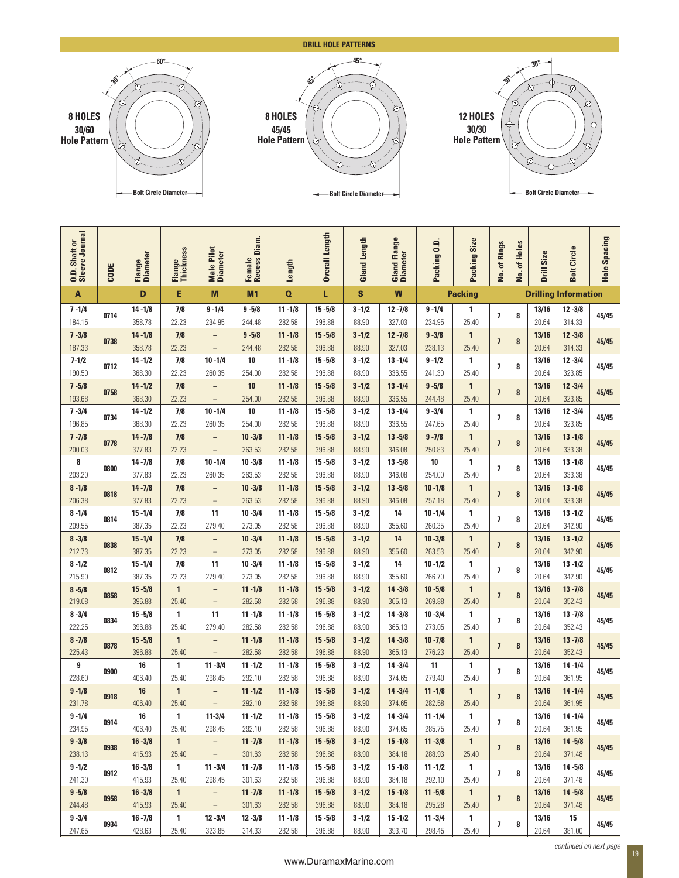## DRILL HOLE PATTERNS

**8 HOLES 30/60 Hole Pattern** (60°, 30°) — Bolt Circle Diameter

**8 HOLES 45/45 Hole Pattern** (45°, 45°) — Bolt Circle Diameter

**12 HOLES 30/30 Hole Pattern** (30°, 30°) — Bolt Circle Diameter

| O.D. Shaft or Sleeve Journal | CODE | Flange Diameter | Flange Thickness | Male Pilot Diameter | Female Recess Diam. | Length | Overall Length | Gland Length | Gland Flange Diameter | Packing O.D. | Packing Size | No. of Rings | No. of Holes | Drill Size | Bolt Circle | Hole Spacing |
|---|---|---|---|---|---|---|---|---|---|---|---|---|---|---|---|---|
| **A** | | **D** | **E** | **M** | **M1** | **Q** | **L** | **S** | **W** | **Packing** | | | **Drilling Information** | | | |
| 7 -1/4<br>184.15 | 0714 | 14 -1/8<br>358.78 | 7/8<br>22.23 | 9 -1/4<br>234.95 | 9 -5/8<br>244.48 | 11 -1/8<br>282.58 | 15 -5/8<br>396.88 | 3 -1/2<br>88.90 | 12 -7/8<br>327.03 | 9 -1/4<br>234.95 | 1<br>25.40 | 7 | 8 | 13/16<br>20.64 | 12 -3/8<br>314.33 | 45/45 |
| 7 -3/8<br>187.33 | 0738 | 14 -1/8<br>358.78 | 7/8<br>22.23 | –<br>– | 9 -5/8<br>244.48 | 11 -1/8<br>282.58 | 15 -5/8<br>396.88 | 3 -1/2<br>88.90 | 12 -7/8<br>327.03 | 9 -3/8<br>238.13 | 1<br>25.40 | 7 | 8 | 13/16<br>20.64 | 12 -3/8<br>314.33 | 45/45 |
| 7-1/2<br>190.50 | 0712 | 14 -1/2<br>368.30 | 7/8<br>22.23 | 10 -1/4<br>260.35 | 10<br>254.00 | 11 -1/8<br>282.58 | 15 -5/8<br>396.88 | 3 -1/2<br>88.90 | 13 -1/4<br>336.55 | 9 -1/2<br>241.30 | 1<br>25.40 | 7 | 8 | 13/16<br>20.64 | 12 -3/4<br>323.85 | 45/45 |
| 7 -5/8<br>193.68 | 0758 | 14 -1/2<br>368.30 | 7/8<br>22.23 | –<br>– | 10<br>254.00 | 11 -1/8<br>282.58 | 15 -5/8<br>396.88 | 3 -1/2<br>88.90 | 13 -1/4<br>336.55 | 9 -5/8<br>244.48 | 1<br>25.40 | 7 | 8 | 13/16<br>20.64 | 12 -3/4<br>323.85 | 45/45 |
| 7 -3/4<br>196.85 | 0734 | 14 -1/2<br>368.30 | 7/8<br>22.23 | 10 -1/4<br>260.35 | 10<br>254.00 | 11 -1/8<br>282.58 | 15 -5/8<br>396.88 | 3 -1/2<br>88.90 | 13 -1/4<br>336.55 | 9 -3/4<br>247.65 | 1<br>25.40 | 7 | 8 | 13/16<br>20.64 | 12 -3/4<br>323.85 | 45/45 |
| 7 -7/8<br>200.03 | 0778 | 14 -7/8<br>377.83 | 7/8<br>22.23 | –<br>– | 10 -3/8<br>263.53 | 11 -1/8<br>282.58 | 15 -5/8<br>396.88 | 3 -1/2<br>88.90 | 13 -5/8<br>346.08 | 9 -7/8<br>250.83 | 1<br>25.40 | 7 | 8 | 13/16<br>20.64 | 13 -1/8<br>333.38 | 45/45 |
| 8<br>203.20 | 0800 | 14 -7/8<br>377.83 | 7/8<br>22.23 | 10 -1/4<br>260.35 | 10 -3/8<br>263.53 | 11 -1/8<br>282.58 | 15 -5/8<br>396.88 | 3 -1/2<br>88.90 | 13 -5/8<br>346.08 | 10<br>254.00 | 1<br>25.40 | 7 | 8 | 13/16<br>20.64 | 13 -1/8<br>333.38 | 45/45 |
| 8 -1/8<br>206.38 | 0818 | 14 -7/8<br>377.83 | 7/8<br>22.23 | –<br>– | 10 -3/8<br>263.53 | 11 -1/8<br>282.58 | 15 -5/8<br>396.88 | 3 -1/2<br>88.90 | 13 -5/8<br>346.08 | 10 -1/8<br>257.18 | 1<br>25.40 | 7 | 8 | 13/16<br>20.64 | 13 -1/8<br>333.38 | 45/45 |
| 8 -1/4<br>209.55 | 0814 | 15 -1/4<br>387.35 | 7/8<br>22.23 | 11<br>279.40 | 10 -3/4<br>273.05 | 11 -1/8<br>282.58 | 15 -5/8<br>396.88 | 3 -1/2<br>88.90 | 14<br>355.60 | 10 -1/4<br>260.35 | 1<br>25.40 | 7 | 8 | 13/16<br>20.64 | 13 -1/2<br>342.90 | 45/45 |
| 8 -3/8<br>212.73 | 0838 | 15 -1/4<br>387.35 | 7/8<br>22.23 | –<br>– | 10 -3/4<br>273.05 | 11 -1/8<br>282.58 | 15 -5/8<br>396.88 | 3 -1/2<br>88.90 | 14<br>355.60 | 10 -3/8<br>263.53 | 1<br>25.40 | 7 | 8 | 13/16<br>20.64 | 13 -1/2<br>342.90 | 45/45 |
| 8 -1/2<br>215.90 | 0812 | 15 -1/4<br>387.35 | 7/8<br>22.23 | 11<br>279.40 | 10 -3/4<br>273.05 | 11 -1/8<br>282.58 | 15 -5/8<br>396.88 | 3 -1/2<br>88.90 | 14<br>355.60 | 10 -1/2<br>266.70 | 1<br>25.40 | 7 | 8 | 13/16<br>20.64 | 13 -1/2<br>342.90 | 45/45 |
| 8 -5/8<br>219.08 | 0858 | 15 -5/8<br>396.88 | 1<br>25.40 | –<br>– | 11 -1/8<br>282.58 | 11 -1/8<br>282.58 | 15 -5/8<br>396.88 | 3 -1/2<br>88.90 | 14 -3/8<br>365.13 | 10 -5/8<br>269.88 | 1<br>25.40 | 7 | 8 | 13/16<br>20.64 | 13 -7/8<br>352.43 | 45/45 |
| 8 -3/4<br>222.25 | 0834 | 15 -5/8<br>396.88 | 1<br>25.40 | 11<br>279.40 | 11 -1/8<br>282.58 | 11 -1/8<br>282.58 | 15 -5/8<br>396.88 | 3 -1/2<br>88.90 | 14 -3/8<br>365.13 | 10 -3/4<br>273.05 | 1<br>25.40 | 7 | 8 | 13/16<br>20.64 | 13 -7/8<br>352.43 | 45/45 |
| 8 -7/8<br>225.43 | 0878 | 15 -5/8<br>396.88 | 1<br>25.40 | –<br>– | 11 -1/8<br>282.58 | 11 -1/8<br>282.58 | 15 -5/8<br>396.88 | 3 -1/2<br>88.90 | 14 -3/8<br>365.13 | 10 -7/8<br>276.23 | 1<br>25.40 | 7 | 8 | 13/16<br>20.64 | 13 -7/8<br>352.43 | 45/45 |
| 9<br>228.60 | 0900 | 16<br>406.40 | 1<br>25.40 | 11 -3/4<br>298.45 | 11 -1/2<br>292.10 | 11 -1/8<br>282.58 | 15 -5/8<br>396.88 | 3 -1/2<br>88.90 | 14 -3/4<br>374.65 | 11<br>279.40 | 1<br>25.40 | 7 | 8 | 13/16<br>20.64 | 14 -1/4<br>361.95 | 45/45 |
| 9 -1/8<br>231.78 | 0918 | 16<br>406.40 | 1<br>25.40 | –<br>– | 11 -1/2<br>292.10 | 11 -1/8<br>282.58 | 15 -5/8<br>396.88 | 3 -1/2<br>88.90 | 14 -3/4<br>374.65 | 11 -1/8<br>282.58 | 1<br>25.40 | 7 | 8 | 13/16<br>20.64 | 14 -1/4<br>361.95 | 45/45 |
| 9 -1/4<br>234.95 | 0914 | 16<br>406.40 | 1<br>25.40 | 11-3/4<br>298.45 | 11 -1/2<br>292.10 | 11 -1/8<br>282.58 | 15 -5/8<br>396.88 | 3 -1/2<br>88.90 | 14 -3/4<br>374.65 | 11 -1/4<br>285.75 | 1<br>25.40 | 7 | 8 | 13/16<br>20.64 | 14 -1/4<br>361.95 | 45/45 |
| 9 -3/8<br>238.13 | 0938 | 16 -3/8<br>415.93 | 1<br>25.40 | –<br>– | 11 -7/8<br>301.63 | 11 -1/8<br>282.58 | 15 -5/8<br>396.88 | 3 -1/2<br>88.90 | 15 -1/8<br>384.18 | 11 -3/8<br>288.93 | 1<br>25.40 | 7 | 8 | 13/16<br>20.64 | 14 -5/8<br>371.48 | 45/45 |
| 9 -1/2<br>241.30 | 0912 | 16 -3/8<br>415.93 | 1<br>25.40 | 11 -3/4<br>298.45 | 11 -7/8<br>301.63 | 11 -1/8<br>282.58 | 15 -5/8<br>396.88 | 3 -1/2<br>88.90 | 15 -1/8<br>384.18 | 11 -1/2<br>292.10 | 1<br>25.40 | 7 | 8 | 13/16<br>20.64 | 14 -5/8<br>371.48 | 45/45 |
| 9 -5/8<br>244.48 | 0958 | 16 -3/8<br>415.93 | 1<br>25.40 | –<br>– | 11 -7/8<br>301.63 | 11 -1/8<br>282.58 | 15 -5/8<br>396.88 | 3 -1/2<br>88.90 | 15 -1/8<br>384.18 | 11 -5/8<br>295.28 | 1<br>25.40 | 7 | 8 | 13/16<br>20.64 | 14 -5/8<br>371.48 | 45/45 |
| 9 -3/4<br>247.65 | 0934 | 16 -7/8<br>428.63 | 1<br>25.40 | 12 -3/4<br>323.85 | 12 -3/8<br>314.33 | 11 -1/8<br>282.58 | 15 -5/8<br>396.88 | 3 -1/2<br>88.90 | 15 -1/2<br>393.70 | 11 -3/4<br>298.45 | 1<br>25.40 | 7 | 8 | 13/16<br>20.64 | 15<br>381.00 | 45/45 |

*continued on next page*

www.DuramaxMarine.com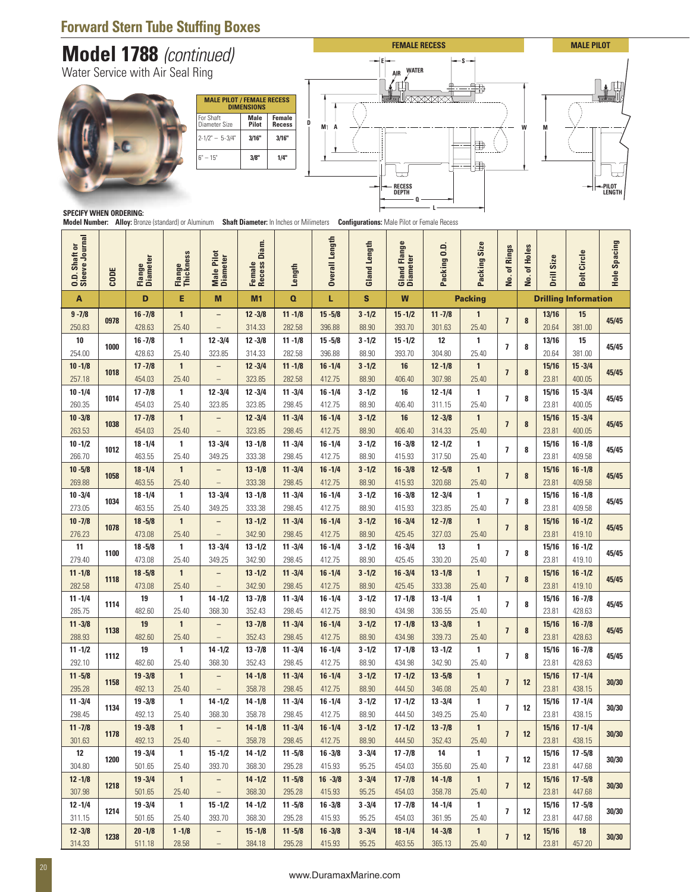# Forward Stern Tube Stuffing Boxes

## Model 1788 *(continued)*

Water Service with Air Seal Ring

| MALE PILOT / FEMALE RECESS DIMENSIONS | | |
|---|---|---|
| For Shaft Diameter Size | Male Pilot | Female Recess |
| 2-1/2" – 5-3/4" | 3/16" | 3/16" |
| 6" – 15" | 3/8" | 1/4" |

FEMALE RECESS — MALE PILOT

E, AIR, WATER, S, D, M1, A, W, M, RECESS DEPTH, Q, L, PILOT LENGTH

**SPECIFY WHEN ORDERING:**
**Model Number:** **Alloy:** Bronze (standard) or Aluminum **Shaft Diameter:** In Inches or Milimeters **Configurations:** Male Pilot or Female Recess

| O.D. Shaft or Sleeve Journal | CODE | Flange Diameter | Flange Thickness | Male Pilot Diameter | Female Recess Diam. | Length | Overall Length | Gland Length | Gland Flange Diameter | Packing O.D. | Packing Size | No. of Rings | No. of Holes | Drill Size | Bolt Circle | Hole Spacing |
|---|---|---|---|---|---|---|---|---|---|---|---|---|---|---|---|---|
| A | | D | E | M | M1 | Q | L | S | W | Packing | | | Drilling Information | | | |
| 9 -7/8 | 0978 | 16 -7/8 | 1 | – | 12 -3/8 | 11 -1/8 | 15 -5/8 | 3 -1/2 | 15 -1/2 | 11 -7/8 | 1 | 7 | 8 | 13/16 | 15 | 45/45 |
| 250.83 | | 428.63 | 25.40 | – | 314.33 | 282.58 | 396.88 | 88.90 | 393.70 | 301.63 | 25.40 | | | 20.64 | 381.00 | |
| 10 | 1000 | 16 -7/8 | 1 | 12 -3/4 | 12 -3/8 | 11 -1/8 | 15 -5/8 | 3 -1/2 | 15 -1/2 | 12 | 1 | 7 | 8 | 13/16 | 15 | 45/45 |
| 254.00 | | 428.63 | 25.40 | 323.85 | 314.33 | 282.58 | 396.88 | 88.90 | 393.70 | 304.80 | 25.40 | | | 20.64 | 381.00 | |
| 10 -1/8 | 1018 | 17 -7/8 | 1 | – | 12 -3/4 | 11 -1/8 | 16 -1/4 | 3 -1/2 | 16 | 12 -1/8 | 1 | 7 | 8 | 15/16 | 15 -3/4 | 45/45 |
| 257.18 | | 454.03 | 25.40 | – | 323.85 | 282.58 | 412.75 | 88.90 | 406.40 | 307.98 | 25.40 | | | 23.81 | 400.05 | |
| 10 -1/4 | 1014 | 17 -7/8 | 1 | 12 -3/4 | 12 -3/4 | 11 -3/4 | 16 -1/4 | 3 -1/2 | 16 | 12 -1/4 | 1 | 7 | 8 | 15/16 | 15 -3/4 | 45/45 |
| 260.35 | | 454.03 | 25.40 | 323.85 | 323.85 | 298.45 | 412.75 | 88.90 | 406.40 | 311.15 | 25.40 | | | 23.81 | 400.05 | |
| 10 -3/8 | 1038 | 17 -7/8 | 1 | – | 12 -3/4 | 11 -3/4 | 16 -1/4 | 3 -1/2 | 16 | 12 -3/8 | 1 | 7 | 8 | 15/16 | 15 -3/4 | 45/45 |
| 263.53 | | 454.03 | 25.40 | – | 323.85 | 298.45 | 412.75 | 88.90 | 406.40 | 314.33 | 25.40 | | | 23.81 | 400.05 | |
| 10 -1/2 | 1012 | 18 -1/4 | 1 | 13 -3/4 | 13 -1/8 | 11 -3/4 | 16 -1/4 | 3 -1/2 | 16 -3/8 | 12 -1/2 | 1 | 7 | 8 | 15/16 | 16 -1/8 | 45/45 |
| 266.70 | | 463.55 | 25.40 | 349.25 | 333.38 | 298.45 | 412.75 | 88.90 | 415.93 | 317.50 | 25.40 | | | 23.81 | 409.58 | |
| 10 -5/8 | 1058 | 18 -1/4 | 1 | – | 13 -1/8 | 11 -3/4 | 16 -1/4 | 3 -1/2 | 16 -3/8 | 12 -5/8 | 1 | 7 | 8 | 15/16 | 16 -1/8 | 45/45 |
| 269.88 | | 463.55 | 25.40 | – | 333.38 | 298.45 | 412.75 | 88.90 | 415.93 | 320.68 | 25.40 | | | 23.81 | 409.58 | |
| 10 -3/4 | 1034 | 18 -1/4 | 1 | 13 -3/4 | 13 -1/8 | 11 -3/4 | 16 -1/4 | 3 -1/2 | 16 -3/8 | 12 -3/4 | 1 | 7 | 8 | 15/16 | 16 -1/8 | 45/45 |
| 273.05 | | 463.55 | 25.40 | 349.25 | 333.38 | 298.45 | 412.75 | 88.90 | 415.93 | 323.85 | 25.40 | | | 23.81 | 409.58 | |
| 10 -7/8 | 1078 | 18 -5/8 | 1 | – | 13 -1/2 | 11 -3/4 | 16 -1/4 | 3 -1/2 | 16 -3/4 | 12 -7/8 | 1 | 7 | 8 | 15/16 | 16 -1/2 | 45/45 |
| 276.23 | | 473.08 | 25.40 | – | 342.90 | 298.45 | 412.75 | 88.90 | 425.45 | 327.03 | 25.40 | | | 23.81 | 419.10 | |
| 11 | 1100 | 18 -5/8 | 1 | 13 -3/4 | 13 -1/2 | 11 -3/4 | 16 -1/4 | 3 -1/2 | 16 -3/4 | 13 | 1 | 7 | 8 | 15/16 | 16 -1/2 | 45/45 |
| 279.40 | | 473.08 | 25.40 | 349.25 | 342.90 | 298.45 | 412.75 | 88.90 | 425.45 | 330.20 | 25.40 | | | 23.81 | 419.10 | |
| 11 -1/8 | 1118 | 18 -5/8 | 1 | – | 13 -1/2 | 11 -3/4 | 16 -1/4 | 3 -1/2 | 16 -3/4 | 13 -1/8 | 1 | 7 | 8 | 15/16 | 16 -1/2 | 45/45 |
| 282.58 | | 473.08 | 25.40 | – | 342.90 | 298.45 | 412.75 | 88.90 | 425.45 | 333.38 | 25.40 | | | 23.81 | 419.10 | |
| 11 -1/4 | 1114 | 19 | 1 | 14 -1/2 | 13 -7/8 | 11 -3/4 | 16 -1/4 | 3 -1/2 | 17 -1/8 | 13 -1/4 | 1 | 7 | 8 | 15/16 | 16 -7/8 | 45/45 |
| 285.75 | | 482.60 | 25.40 | 368.30 | 352.43 | 298.45 | 412.75 | 88.90 | 434.98 | 336.55 | 25.40 | | | 23.81 | 428.63 | |
| 11 -3/8 | 1138 | 19 | 1 | – | 13 -7/8 | 11 -3/4 | 16 -1/4 | 3 -1/2 | 17 -1/8 | 13 -3/8 | 1 | 7 | 8 | 15/16 | 16 -7/8 | 45/45 |
| 288.93 | | 482.60 | 25.40 | – | 352.43 | 298.45 | 412.75 | 88.90 | 434.98 | 339.73 | 25.40 | | | 23.81 | 428.63 | |
| 11 -1/2 | 1112 | 19 | 1 | 14 -1/2 | 13 -7/8 | 11 -3/4 | 16 -1/4 | 3 -1/2 | 17 -1/8 | 13 -1/2 | 1 | 7 | 8 | 15/16 | 16 -7/8 | 45/45 |
| 292.10 | | 482.60 | 25.40 | 368.30 | 352.43 | 298.45 | 412.75 | 88.90 | 434.98 | 342.90 | 25.40 | | | 23.81 | 428.63 | |
| 11 -5/8 | 1158 | 19 -3/8 | 1 | – | 14 -1/8 | 11 -3/4 | 16 -1/4 | 3 -1/2 | 17 -1/2 | 13 -5/8 | 1 | 7 | 12 | 15/16 | 17 -1/4 | 30/30 |
| 295.28 | | 492.13 | 25.40 | – | 358.78 | 298.45 | 412.75 | 88.90 | 444.50 | 346.08 | 25.40 | | | 23.81 | 438.15 | |
| 11 -3/4 | 1134 | 19 -3/8 | 1 | 14 -1/2 | 14 -1/8 | 11 -3/4 | 16 -1/4 | 3 -1/2 | 17 -1/2 | 13 -3/4 | 1 | 7 | 12 | 15/16 | 17 -1/4 | 30/30 |
| 298.45 | | 492.13 | 25.40 | 368.30 | 358.78 | 298.45 | 412.75 | 88.90 | 444.50 | 349.25 | 25.40 | | | 23.81 | 438.15 | |
| 11 -7/8 | 1178 | 19 -3/8 | 1 | – | 14 -1/8 | 11 -3/4 | 16 -1/4 | 3 -1/2 | 17 -1/2 | 13 -7/8 | 1 | 7 | 12 | 15/16 | 17 -1/4 | 30/30 |
| 301.63 | | 492.13 | 25.40 | – | 358.78 | 298.45 | 412.75 | 88.90 | 444.50 | 352.43 | 25.40 | | | 23.81 | 438.15 | |
| 12 | 1200 | 19 -3/4 | 1 | 15 -1/2 | 14 -1/2 | 11 -5/8 | 16 -3/8 | 3 -3/4 | 17 -7/8 | 14 | 1 | 7 | 12 | 15/16 | 17 -5/8 | 30/30 |
| 304.80 | | 501.65 | 25.40 | 393.70 | 368.30 | 295.28 | 415.93 | 95.25 | 454.03 | 355.60 | 25.40 | | | 23.81 | 447.68 | |
| 12 -1/8 | 1218 | 19 -3/4 | 1 | – | 14 -1/2 | 11 -5/8 | 16 -3/8 | 3 -3/4 | 17 -7/8 | 14 -1/8 | 1 | 7 | 12 | 15/16 | 17 -5/8 | 30/30 |
| 307.98 | | 501.65 | 25.40 | – | 368.30 | 295.28 | 415.93 | 95.25 | 454.03 | 358.78 | 25.40 | | | 23.81 | 447.68 | |
| 12 -1/4 | 1214 | 19 -3/4 | 1 | 15 -1/2 | 14 -1/2 | 11 -5/8 | 16 -3/8 | 3 -3/4 | 17 -7/8 | 14 -1/4 | 1 | 7 | 12 | 15/16 | 17 -5/8 | 30/30 |
| 311.15 | | 501.65 | 25.40 | 393.70 | 368.30 | 295.28 | 415.93 | 95.25 | 454.03 | 361.95 | 25.40 | | | 23.81 | 447.68 | |
| 12 -3/8 | 1238 | 20 -1/8 | 1 -1/8 | – | 15 -1/8 | 11 -5/8 | 16 -3/8 | 3 -3/4 | 18 -1/4 | 14 -3/8 | 1 | 7 | 12 | 15/16 | 18 | 30/30 |
| 314.33 | | 511.18 | 28.58 | – | 384.18 | 295.28 | 415.93 | 95.25 | 463.55 | 365.13 | 25.40 | | | 23.81 | 457.20 | |

www.DuramaxMarine.com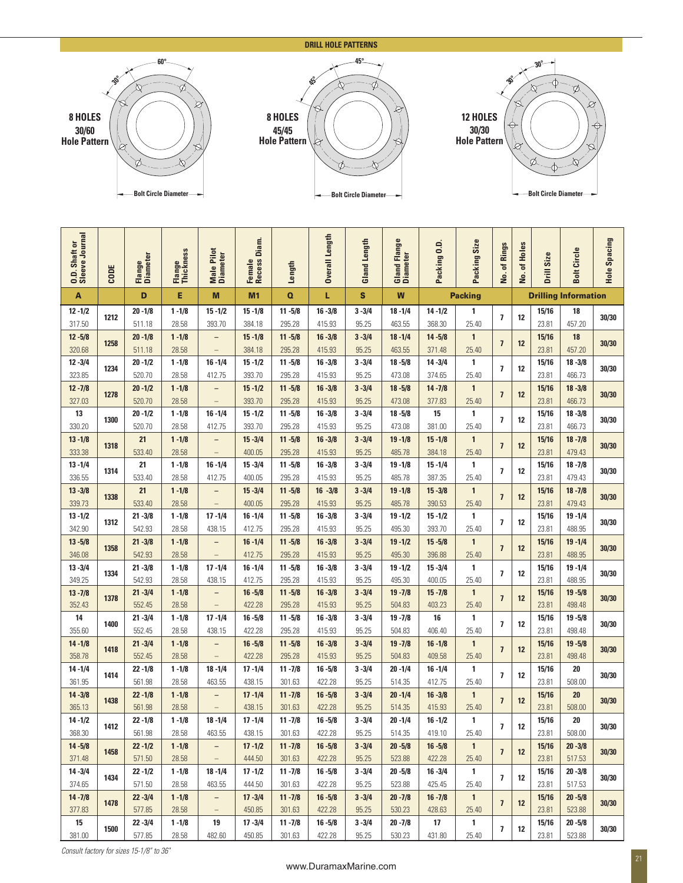## DRILL HOLE PATTERNS

8 HOLES
30/60
Hole Pattern

60°
30°
Bolt Circle Diameter

8 HOLES
45/45
Hole Pattern

45°
45°
Bolt Circle Diameter

12 HOLES
30/30
Hole Pattern

30°
30°
Bolt Circle Diameter

| O.D. Shaft or Sleeve Journal | CODE | Flange Diameter | Flange Thickness | Male Pilot Diameter | Female Recess Diam. | Length | Overall Length | Gland Length | Gland Flange Diameter | Packing O.D. | Packing Size | No. of Rings | No. of Holes | Drill Size | Bolt Circle | Hole Spacing |
|---|---|---|---|---|---|---|---|---|---|---|---|---|---|---|---|---|
| A | | D | E | M | M1 | Q | L | S | W | Packing | | | Drilling Information | | | |
| 12 -1/2<br>317.50 | 1212 | 20 -1/8<br>511.18 | 1 -1/8<br>28.58 | 15 -1/2<br>393.70 | 15 -1/8<br>384.18 | 11 -5/8<br>295.28 | 16 -3/8<br>415.93 | 3 -3/4<br>95.25 | 18 -1/4<br>463.55 | 14 -1/2<br>368.30 | 1<br>25.40 | 7 | 12 | 15/16<br>23.81 | 18<br>457.20 | 30/30 |
| 12 -5/8<br>320.68 | 1258 | 20 -1/8<br>511.18 | 1 -1/8<br>28.58 | –<br>– | 15 -1/8<br>384.18 | 11 -5/8<br>295.28 | 16 -3/8<br>415.93 | 3 -3/4<br>95.25 | 18 -1/4<br>463.55 | 14 -5/8<br>371.48 | 1<br>25.40 | 7 | 12 | 15/16<br>23.81 | 18<br>457.20 | 30/30 |
| 12 -3/4<br>323.85 | 1234 | 20 -1/2<br>520.70 | 1 -1/8<br>28.58 | 16 -1/4<br>412.75 | 15 -1/2<br>393.70 | 11 -5/8<br>295.28 | 16 -3/8<br>415.93 | 3 -3/4<br>95.25 | 18 -5/8<br>473.08 | 14 -3/4<br>374.65 | 1<br>25.40 | 7 | 12 | 15/16<br>23.81 | 18 -3/8<br>466.73 | 30/30 |
| 12 -7/8<br>327.03 | 1278 | 20 -1/2<br>520.70 | 1 -1/8<br>28.58 | –<br>– | 15 -1/2<br>393.70 | 11 -5/8<br>295.28 | 16 -3/8<br>415.93 | 3 -3/4<br>95.25 | 18 -5/8<br>473.08 | 14 -7/8<br>377.83 | 1<br>25.40 | 7 | 12 | 15/16<br>23.81 | 18 -3/8<br>466.73 | 30/30 |
| 13<br>330.20 | 1300 | 20 -1/2<br>520.70 | 1 -1/8<br>28.58 | 16 -1/4<br>412.75 | 15 -1/2<br>393.70 | 11 -5/8<br>295.28 | 16 -3/8<br>415.93 | 3 -3/4<br>95.25 | 18 -5/8<br>473.08 | 15<br>381.00 | 1<br>25.40 | 7 | 12 | 15/16<br>23.81 | 18 -3/8<br>466.73 | 30/30 |
| 13 -1/8<br>333.38 | 1318 | 21<br>533.40 | 1 -1/8<br>28.58 | –<br>– | 15 -3/4<br>400.05 | 11 -5/8<br>295.28 | 16 -3/8<br>415.93 | 3 -3/4<br>95.25 | 19 -1/8<br>485.78 | 15 -1/8<br>384.18 | 1<br>25.40 | 7 | 12 | 15/16<br>23.81 | 18 -7/8<br>479.43 | 30/30 |
| 13 -1/4<br>336.55 | 1314 | 21<br>533.40 | 1 -1/8<br>28.58 | 16 -1/4<br>412.75 | 15 -3/4<br>400.05 | 11 -5/8<br>295.28 | 16 -3/8<br>415.93 | 3 -3/4<br>95.25 | 19 -1/8<br>485.78 | 15 -1/4<br>387.35 | 1<br>25.40 | 7 | 12 | 15/16<br>23.81 | 18 -7/8<br>479.43 | 30/30 |
| 13 -3/8<br>339.73 | 1338 | 21<br>533.40 | 1 -1/8<br>28.58 | –<br>– | 15 -3/4<br>400.05 | 11 -5/8<br>295.28 | 16 -3/8<br>415.93 | 3 -3/4<br>95.25 | 19 -1/8<br>485.78 | 15 -3/8<br>390.53 | 1<br>25.40 | 7 | 12 | 15/16<br>23.81 | 18 -7/8<br>479.43 | 30/30 |
| 13 -1/2<br>342.90 | 1312 | 21 -3/8<br>542.93 | 1 -1/8<br>28.58 | 17 -1/4<br>438.15 | 16 -1/4<br>412.75 | 11 -5/8<br>295.28 | 16 -3/8<br>415.93 | 3 -3/4<br>95.25 | 19 -1/2<br>495.30 | 15 -1/2<br>393.70 | 1<br>25.40 | 7 | 12 | 15/16<br>23.81 | 19 -1/4<br>488.95 | 30/30 |
| 13 -5/8<br>346.08 | 1358 | 21 -3/8<br>542.93 | 1 -1/8<br>28.58 | –<br>– | 16 -1/4<br>412.75 | 11 -5/8<br>295.28 | 16 -3/8<br>415.93 | 3 -3/4<br>95.25 | 19 -1/2<br>495.30 | 15 -5/8<br>396.88 | 1<br>25.40 | 7 | 12 | 15/16<br>23.81 | 19 -1/4<br>488.95 | 30/30 |
| 13 -3/4<br>349.25 | 1334 | 21 -3/8<br>542.93 | 1 -1/8<br>28.58 | 17 -1/4<br>438.15 | 16 -1/4<br>412.75 | 11 -5/8<br>295.28 | 16 -3/8<br>415.93 | 3 -3/4<br>95.25 | 19 -1/2<br>495.30 | 15 -3/4<br>400.05 | 1<br>25.40 | 7 | 12 | 15/16<br>23.81 | 19 -1/4<br>488.95 | 30/30 |
| 13 -7/8<br>352.43 | 1378 | 21 -3/4<br>552.45 | 1 -1/8<br>28.58 | –<br>– | 16 -5/8<br>422.28 | 11 -5/8<br>295.28 | 16 -3/8<br>415.93 | 3 -3/4<br>95.25 | 19 -7/8<br>504.83 | 15 -7/8<br>403.23 | 1<br>25.40 | 7 | 12 | 15/16<br>23.81 | 19 -5/8<br>498.48 | 30/30 |
| 14<br>355.60 | 1400 | 21 -3/4<br>552.45 | 1 -1/8<br>28.58 | 17 -1/4<br>438.15 | 16 -5/8<br>422.28 | 11 -5/8<br>295.28 | 16 -3/8<br>415.93 | 3 -3/4<br>95.25 | 19 -7/8<br>504.83 | 16<br>406.40 | 1<br>25.40 | 7 | 12 | 15/16<br>23.81 | 19 -5/8<br>498.48 | 30/30 |
| 14 -1/8<br>358.78 | 1418 | 21 -3/4<br>552.45 | 1 -1/8<br>28.58 | –<br>– | 16 -5/8<br>422.28 | 11 -5/8<br>295.28 | 16 -3/8<br>415.93 | 3 -3/4<br>95.25 | 19 -7/8<br>504.83 | 16 -1/8<br>409.58 | 1<br>25.40 | 7 | 12 | 15/16<br>23.81 | 19 -5/8<br>498.48 | 30/30 |
| 14 -1/4<br>361.95 | 1414 | 22 -1/8<br>561.98 | 1 -1/8<br>28.58 | 18 -1/4<br>463.55 | 17 -1/4<br>438.15 | 11 -7/8<br>301.63 | 16 -5/8<br>422.28 | 3 -3/4<br>95.25 | 20 -1/4<br>514.35 | 16 -1/4<br>412.75 | 1<br>25.40 | 7 | 12 | 15/16<br>23.81 | 20<br>508.00 | 30/30 |
| 14 -3/8<br>365.13 | 1438 | 22 -1/8<br>561.98 | 1 -1/8<br>28.58 | –<br>– | 17 -1/4<br>438.15 | 11 -7/8<br>301.63 | 16 -5/8<br>422.28 | 3 -3/4<br>95.25 | 20 -1/4<br>514.35 | 16 -3/8<br>415.93 | 1<br>25.40 | 7 | 12 | 15/16<br>23.81 | 20<br>508.00 | 30/30 |
| 14 -1/2<br>368.30 | 1412 | 22 -1/8<br>561.98 | 1 -1/8<br>28.58 | 18 -1/4<br>463.55 | 17 -1/4<br>438.15 | 11 -7/8<br>301.63 | 16 -5/8<br>422.28 | 3 -3/4<br>95.25 | 20 -1/4<br>514.35 | 16 -1/2<br>419.10 | 1<br>25.40 | 7 | 12 | 15/16<br>23.81 | 20<br>508.00 | 30/30 |
| 14 -5/8<br>371.48 | 1458 | 22 -1/2<br>571.50 | 1 -1/8<br>28.58 | –<br>– | 17 -1/2<br>444.50 | 11 -7/8<br>301.63 | 16 -5/8<br>422.28 | 3 -3/4<br>95.25 | 20 -5/8<br>523.88 | 16 -5/8<br>422.28 | 1<br>25.40 | 7 | 12 | 15/16<br>23.81 | 20 -3/8<br>517.53 | 30/30 |
| 14 -3/4<br>374.65 | 1434 | 22 -1/2<br>571.50 | 1 -1/8<br>28.58 | 18 -1/4<br>463.55 | 17 -1/2<br>444.50 | 11 -7/8<br>301.63 | 16 -5/8<br>422.28 | 3 -3/4<br>95.25 | 20 -5/8<br>523.88 | 16 -3/4<br>425.45 | 1<br>25.40 | 7 | 12 | 15/16<br>23.81 | 20 -3/8<br>517.53 | 30/30 |
| 14 -7/8<br>377.83 | 1478 | 22 -3/4<br>577.85 | 1 -1/8<br>28.58 | –<br>– | 17 -3/4<br>450.85 | 11 -7/8<br>301.63 | 16 -5/8<br>422.28 | 3 -3/4<br>95.25 | 20 -7/8<br>530.23 | 16 -7/8<br>428.63 | 1<br>25.40 | 7 | 12 | 15/16<br>23.81 | 20 -5/8<br>523.88 | 30/30 |
| 15<br>381.00 | 1500 | 22 -3/4<br>577.85 | 1 -1/8<br>28.58 | 19<br>482.60 | 17 -3/4<br>450.85 | 11 -7/8<br>301.63 | 16 -5/8<br>422.28 | 3 -3/4<br>95.25 | 20 -7/8<br>530.23 | 17<br>431.80 | 1<br>25.40 | 7 | 12 | 15/16<br>23.81 | 20 -5/8<br>523.88 | 30/30 |

*Consult factory for sizes 15-1/8" to 36"*

www.DuramaxMarine.com